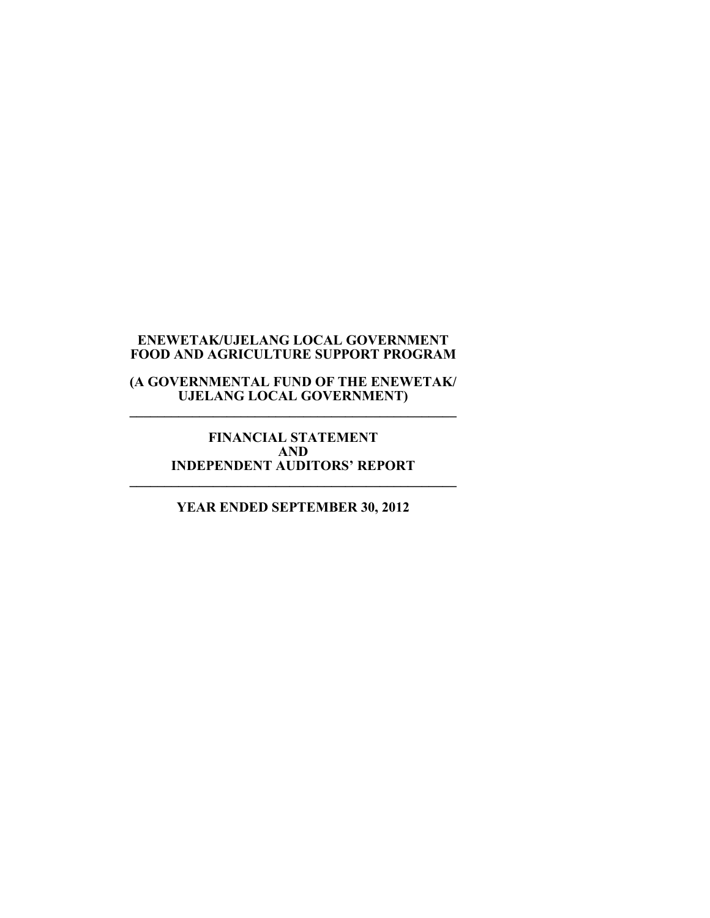# ENEWETAK/UJELANG LOCAL GOVERNMENT FOOD AND AGRICULTURE SUPPORT PROGRAM

## (A GOVERNMENTAL FUND OF THE ENEWETAK/ UJELANG LOCAL GOVERNMENT)

---

## FINANCIAL STATEMENT AND INDEPENDENT AUDITORS' REPORT

---

## YEAR ENDED SEPTEMBER 30, 2012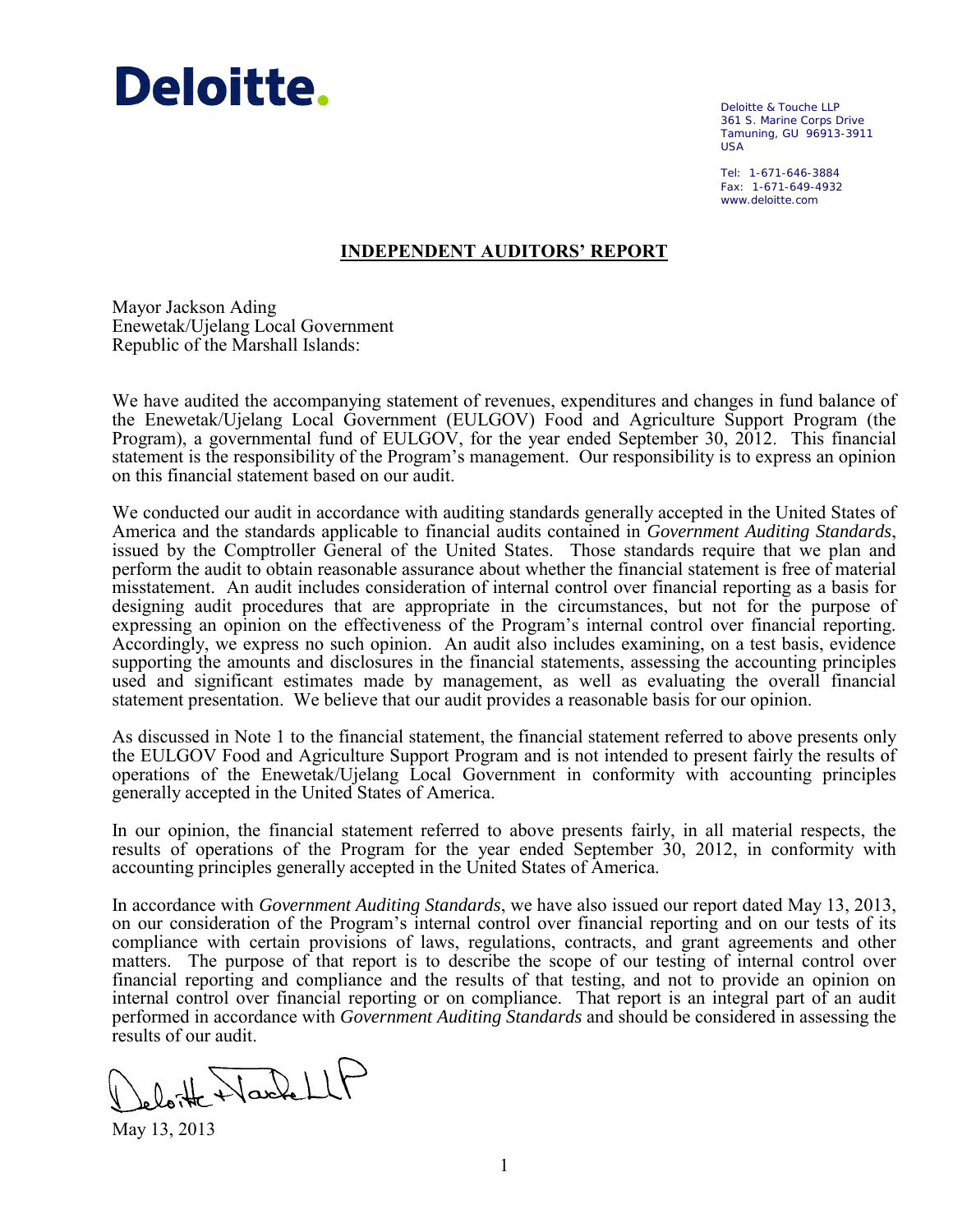Deloitte.

Deloitte & Touche LLP
361 S. Marine Corps Drive
Tamuning, GU 96913-3911
USA

Tel: 1-671-646-3884
Fax: 1-671-649-4932
www.deloitte.com

## INDEPENDENT AUDITORS' REPORT

Mayor Jackson Ading
Enewetak/Ujelang Local Government
Republic of the Marshall Islands:

We have audited the accompanying statement of revenues, expenditures and changes in fund balance of the Enewetak/Ujelang Local Government (EULGOV) Food and Agriculture Support Program (the Program), a governmental fund of EULGOV, for the year ended September 30, 2012. This financial statement is the responsibility of the Program's management. Our responsibility is to express an opinion on this financial statement based on our audit.

We conducted our audit in accordance with auditing standards generally accepted in the United States of America and the standards applicable to financial audits contained in *Government Auditing Standards*, issued by the Comptroller General of the United States. Those standards require that we plan and perform the audit to obtain reasonable assurance about whether the financial statement is free of material misstatement. An audit includes consideration of internal control over financial reporting as a basis for designing audit procedures that are appropriate in the circumstances, but not for the purpose of expressing an opinion on the effectiveness of the Program's internal control over financial reporting. Accordingly, we express no such opinion. An audit also includes examining, on a test basis, evidence supporting the amounts and disclosures in the financial statements, assessing the accounting principles used and significant estimates made by management, as well as evaluating the overall financial statement presentation. We believe that our audit provides a reasonable basis for our opinion.

As discussed in Note 1 to the financial statement, the financial statement referred to above presents only the EULGOV Food and Agriculture Support Program and is not intended to present fairly the results of operations of the Enewetak/Ujelang Local Government in conformity with accounting principles generally accepted in the United States of America.

In our opinion, the financial statement referred to above presents fairly, in all material respects, the results of operations of the Program for the year ended September 30, 2012, in conformity with accounting principles generally accepted in the United States of America.

In accordance with *Government Auditing Standards*, we have also issued our report dated May 13, 2013, on our consideration of the Program's internal control over financial reporting and on our tests of its compliance with certain provisions of laws, regulations, contracts, and grant agreements and other matters. The purpose of that report is to describe the scope of our testing of internal control over financial reporting and compliance and the results of that testing, and not to provide an opinion on internal control over financial reporting or on compliance. That report is an integral part of an audit performed in accordance with *Government Auditing Standards* and should be considered in assessing the results of our audit.

Deloitte & Touche LLP

May 13, 2013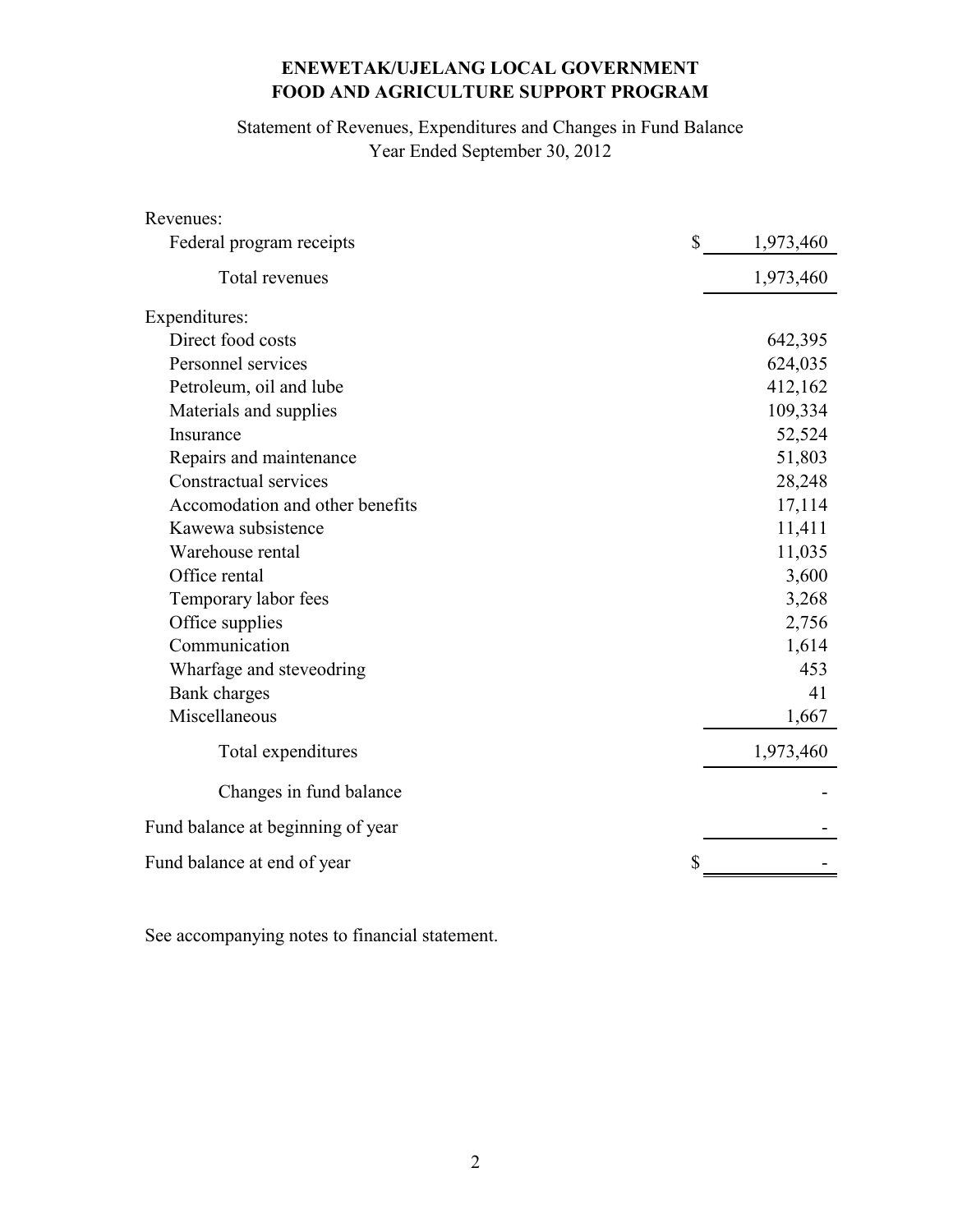**ENEWETAK/UJELANG LOCAL GOVERNMENT**
**FOOD AND AGRICULTURE SUPPORT PROGRAM**

Statement of Revenues, Expenditures and Changes in Fund Balance
Year Ended September 30, 2012

| | |
|---|---|
| Revenues: | |
| Federal program receipts | $ 1,973,460 |
| Total revenues | 1,973,460 |
| Expenditures: | |
| Direct food costs | 642,395 |
| Personnel services | 624,035 |
| Petroleum, oil and lube | 412,162 |
| Materials and supplies | 109,334 |
| Insurance | 52,524 |
| Repairs and maintenance | 51,803 |
| Constractual services | 28,248 |
| Accomodation and other benefits | 17,114 |
| Kawewa subsistence | 11,411 |
| Warehouse rental | 11,035 |
| Office rental | 3,600 |
| Temporary labor fees | 3,268 |
| Office supplies | 2,756 |
| Communication | 1,614 |
| Wharfage and steveodring | 453 |
| Bank charges | 41 |
| Miscellaneous | 1,667 |
| Total expenditures | 1,973,460 |
| Changes in fund balance | - |
| Fund balance at beginning of year | - |
| Fund balance at end of year | $ - |

See accompanying notes to financial statement.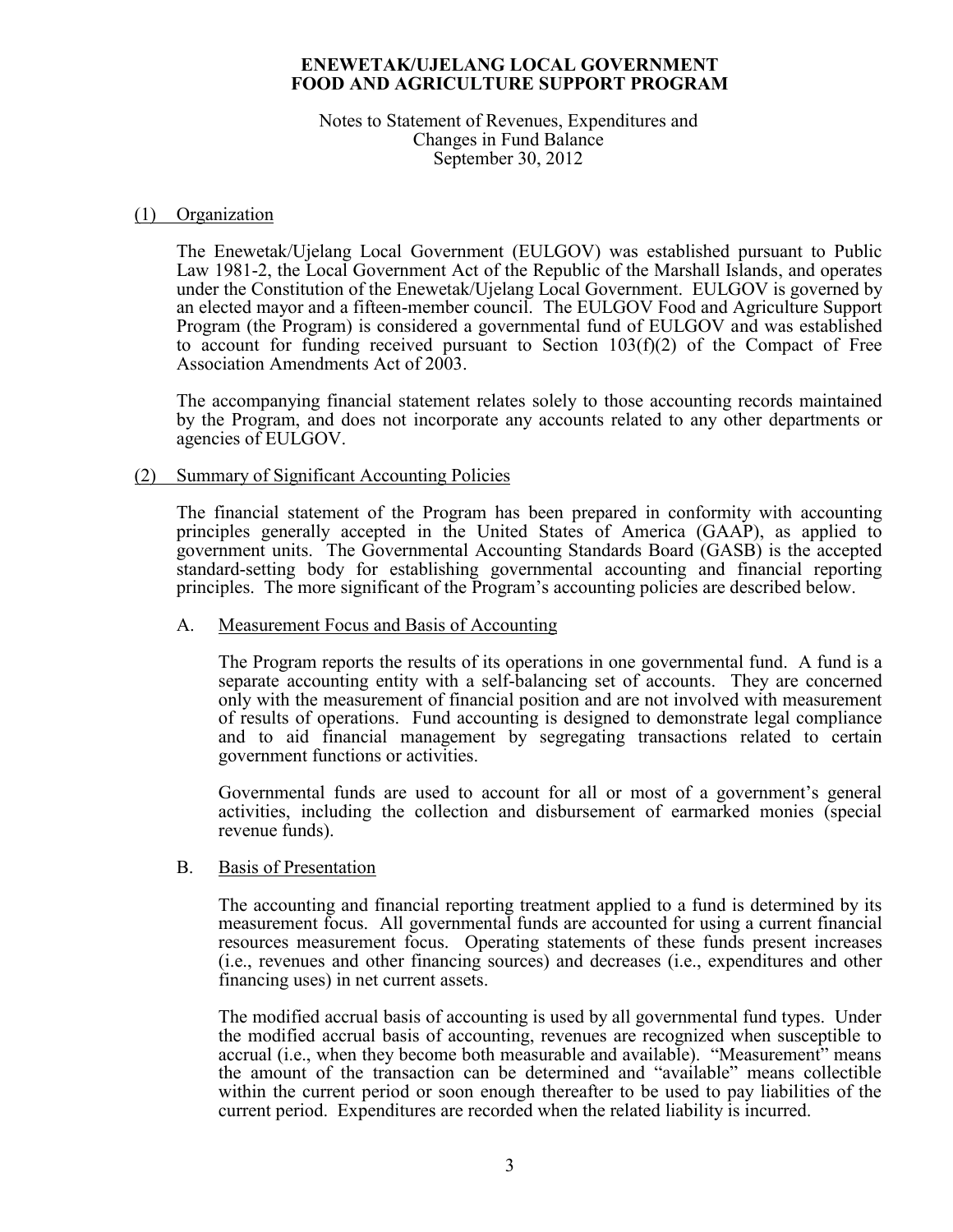# ENEWETAK/UJELANG LOCAL GOVERNMENT
# FOOD AND AGRICULTURE SUPPORT PROGRAM

Notes to Statement of Revenues, Expenditures and Changes in Fund Balance
September 30, 2012

## (1) Organization

The Enewetak/Ujelang Local Government (EULGOV) was established pursuant to Public Law 1981-2, the Local Government Act of the Republic of the Marshall Islands, and operates under the Constitution of the Enewetak/Ujelang Local Government. EULGOV is governed by an elected mayor and a fifteen-member council. The EULGOV Food and Agriculture Support Program (the Program) is considered a governmental fund of EULGOV and was established to account for funding received pursuant to Section 103(f)(2) of the Compact of Free Association Amendments Act of 2003.

The accompanying financial statement relates solely to those accounting records maintained by the Program, and does not incorporate any accounts related to any other departments or agencies of EULGOV.

## (2) Summary of Significant Accounting Policies

The financial statement of the Program has been prepared in conformity with accounting principles generally accepted in the United States of America (GAAP), as applied to government units. The Governmental Accounting Standards Board (GASB) is the accepted standard-setting body for establishing governmental accounting and financial reporting principles. The more significant of the Program's accounting policies are described below.

### A. Measurement Focus and Basis of Accounting

The Program reports the results of its operations in one governmental fund. A fund is a separate accounting entity with a self-balancing set of accounts. They are concerned only with the measurement of financial position and are not involved with measurement of results of operations. Fund accounting is designed to demonstrate legal compliance and to aid financial management by segregating transactions related to certain government functions or activities.

Governmental funds are used to account for all or most of a government's general activities, including the collection and disbursement of earmarked monies (special revenue funds).

### B. Basis of Presentation

The accounting and financial reporting treatment applied to a fund is determined by its measurement focus. All governmental funds are accounted for using a current financial resources measurement focus. Operating statements of these funds present increases (i.e., revenues and other financing sources) and decreases (i.e., expenditures and other financing uses) in net current assets.

The modified accrual basis of accounting is used by all governmental fund types. Under the modified accrual basis of accounting, revenues are recognized when susceptible to accrual (i.e., when they become both measurable and available). "Measurement" means the amount of the transaction can be determined and "available" means collectible within the current period or soon enough thereafter to be used to pay liabilities of the current period. Expenditures are recorded when the related liability is incurred.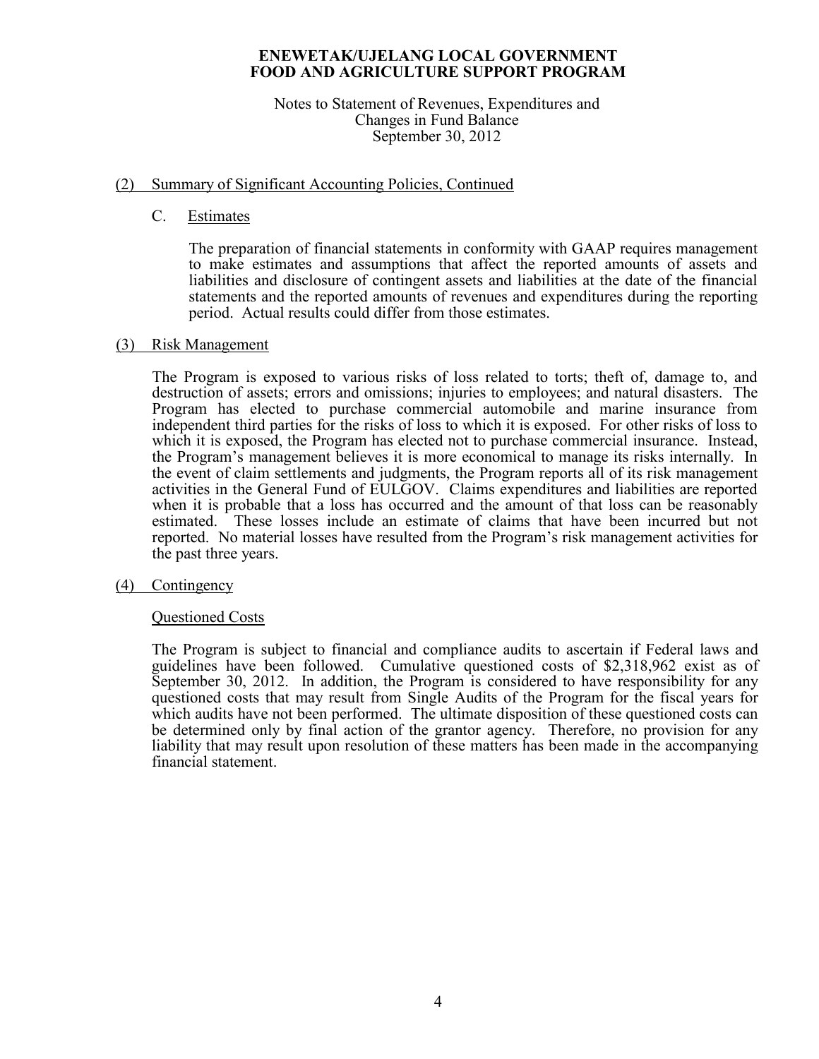**ENEWETAK/UJELANG LOCAL GOVERNMENT**
**FOOD AND AGRICULTURE SUPPORT PROGRAM**

Notes to Statement of Revenues, Expenditures and Changes in Fund Balance
September 30, 2012

## (2) Summary of Significant Accounting Policies, Continued

### C. Estimates

The preparation of financial statements in conformity with GAAP requires management to make estimates and assumptions that affect the reported amounts of assets and liabilities and disclosure of contingent assets and liabilities at the date of the financial statements and the reported amounts of revenues and expenditures during the reporting period. Actual results could differ from those estimates.

## (3) Risk Management

The Program is exposed to various risks of loss related to torts; theft of, damage to, and destruction of assets; errors and omissions; injuries to employees; and natural disasters. The Program has elected to purchase commercial automobile and marine insurance from independent third parties for the risks of loss to which it is exposed. For other risks of loss to which it is exposed, the Program has elected not to purchase commercial insurance. Instead, the Program's management believes it is more economical to manage its risks internally. In the event of claim settlements and judgments, the Program reports all of its risk management activities in the General Fund of EULGOV. Claims expenditures and liabilities are reported when it is probable that a loss has occurred and the amount of that loss can be reasonably estimated. These losses include an estimate of claims that have been incurred but not reported. No material losses have resulted from the Program's risk management activities for the past three years.

## (4) Contingency

### Questioned Costs

The Program is subject to financial and compliance audits to ascertain if Federal laws and guidelines have been followed. Cumulative questioned costs of $2,318,962 exist as of September 30, 2012. In addition, the Program is considered to have responsibility for any questioned costs that may result from Single Audits of the Program for the fiscal years for which audits have not been performed. The ultimate disposition of these questioned costs can be determined only by final action of the grantor agency. Therefore, no provision for any liability that may result upon resolution of these matters has been made in the accompanying financial statement.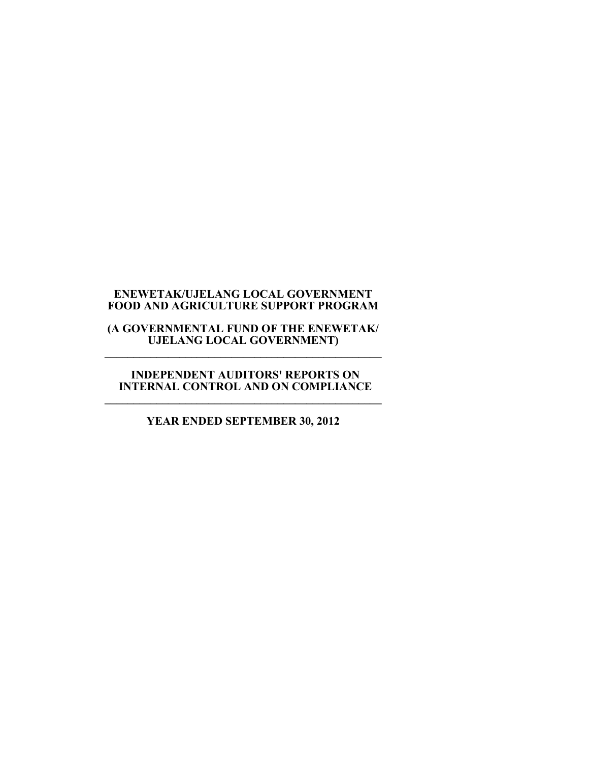**ENEWETAK/UJELANG LOCAL GOVERNMENT FOOD AND AGRICULTURE SUPPORT PROGRAM**

**(A GOVERNMENTAL FUND OF THE ENEWETAK/ UJELANG LOCAL GOVERNMENT)**

---

**INDEPENDENT AUDITORS' REPORTS ON INTERNAL CONTROL AND ON COMPLIANCE**

---

**YEAR ENDED SEPTEMBER 30, 2012**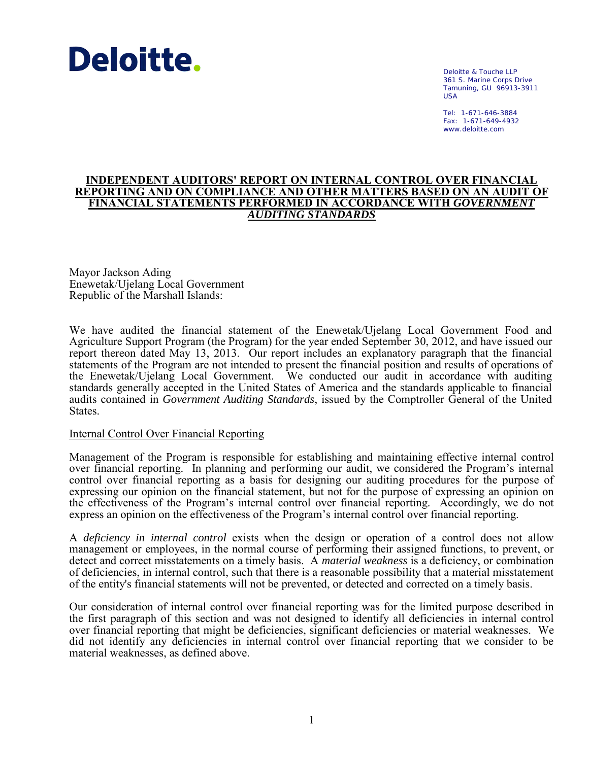Deloitte.

Deloitte & Touche LLP
361 S. Marine Corps Drive
Tamuning, GU 96913-3911
USA

Tel: 1-671-646-3884
Fax: 1-671-649-4932
www.deloitte.com

# INDEPENDENT AUDITORS' REPORT ON INTERNAL CONTROL OVER FINANCIAL REPORTING AND ON COMPLIANCE AND OTHER MATTERS BASED ON AN AUDIT OF FINANCIAL STATEMENTS PERFORMED IN ACCORDANCE WITH *GOVERNMENT AUDITING STANDARDS*

Mayor Jackson Ading
Enewetak/Ujelang Local Government
Republic of the Marshall Islands:

We have audited the financial statement of the Enewetak/Ujelang Local Government Food and Agriculture Support Program (the Program) for the year ended September 30, 2012, and have issued our report thereon dated May 13, 2013. Our report includes an explanatory paragraph that the financial statements of the Program are not intended to present the financial position and results of operations of the Enewetak/Ujelang Local Government. We conducted our audit in accordance with auditing standards generally accepted in the United States of America and the standards applicable to financial audits contained in *Government Auditing Standards*, issued by the Comptroller General of the United States.

## Internal Control Over Financial Reporting

Management of the Program is responsible for establishing and maintaining effective internal control over financial reporting. In planning and performing our audit, we considered the Program's internal control over financial reporting as a basis for designing our auditing procedures for the purpose of expressing our opinion on the financial statement, but not for the purpose of expressing an opinion on the effectiveness of the Program's internal control over financial reporting. Accordingly, we do not express an opinion on the effectiveness of the Program's internal control over financial reporting.

A *deficiency in internal control* exists when the design or operation of a control does not allow management or employees, in the normal course of performing their assigned functions, to prevent, or detect and correct misstatements on a timely basis. A *material weakness* is a deficiency, or combination of deficiencies, in internal control, such that there is a reasonable possibility that a material misstatement of the entity's financial statements will not be prevented, or detected and corrected on a timely basis.

Our consideration of internal control over financial reporting was for the limited purpose described in the first paragraph of this section and was not designed to identify all deficiencies in internal control over financial reporting that might be deficiencies, significant deficiencies or material weaknesses. We did not identify any deficiencies in internal control over financial reporting that we consider to be material weaknesses, as defined above.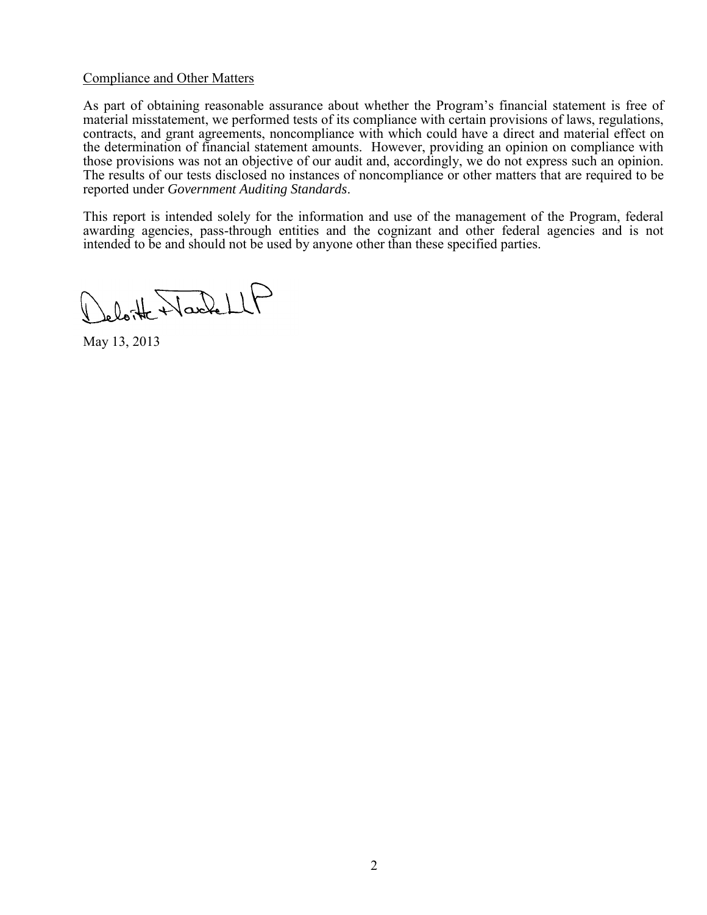Compliance and Other Matters

As part of obtaining reasonable assurance about whether the Program's financial statement is free of material misstatement, we performed tests of its compliance with certain provisions of laws, regulations, contracts, and grant agreements, noncompliance with which could have a direct and material effect on the determination of financial statement amounts. However, providing an opinion on compliance with those provisions was not an objective of our audit and, accordingly, we do not express such an opinion. The results of our tests disclosed no instances of noncompliance or other matters that are required to be reported under *Government Auditing Standards*.

This report is intended solely for the information and use of the management of the Program, federal awarding agencies, pass-through entities and the cognizant and other federal agencies and is not intended to be and should not be used by anyone other than these specified parties.

Deloitte & Touche LLP

May 13, 2013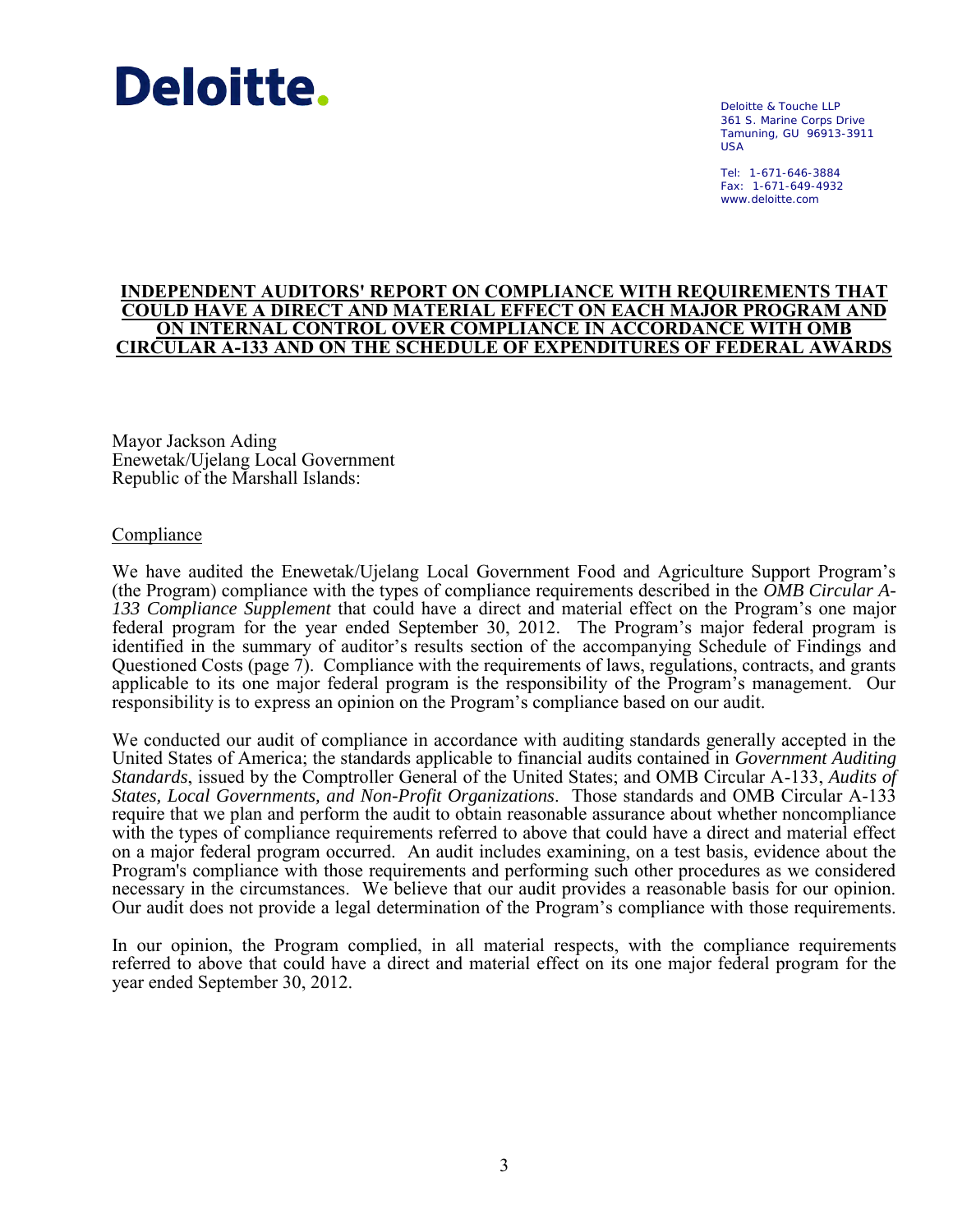Deloitte.

Deloitte & Touche LLP
361 S. Marine Corps Drive
Tamuning, GU 96913-3911
USA

Tel: 1-671-646-3884
Fax: 1-671-649-4932
www.deloitte.com

## INDEPENDENT AUDITORS' REPORT ON COMPLIANCE WITH REQUIREMENTS THAT COULD HAVE A DIRECT AND MATERIAL EFFECT ON EACH MAJOR PROGRAM AND ON INTERNAL CONTROL OVER COMPLIANCE IN ACCORDANCE WITH OMB CIRCULAR A-133 AND ON THE SCHEDULE OF EXPENDITURES OF FEDERAL AWARDS

Mayor Jackson Ading
Enewetak/Ujelang Local Government
Republic of the Marshall Islands:

### Compliance

We have audited the Enewetak/Ujelang Local Government Food and Agriculture Support Program's (the Program) compliance with the types of compliance requirements described in the *OMB Circular A-133 Compliance Supplement* that could have a direct and material effect on the Program's one major federal program for the year ended September 30, 2012. The Program's major federal program is identified in the summary of auditor's results section of the accompanying Schedule of Findings and Questioned Costs (page 7). Compliance with the requirements of laws, regulations, contracts, and grants applicable to its one major federal program is the responsibility of the Program's management. Our responsibility is to express an opinion on the Program's compliance based on our audit.

We conducted our audit of compliance in accordance with auditing standards generally accepted in the United States of America; the standards applicable to financial audits contained in *Government Auditing Standards*, issued by the Comptroller General of the United States; and OMB Circular A-133, *Audits of States, Local Governments, and Non-Profit Organizations*. Those standards and OMB Circular A-133 require that we plan and perform the audit to obtain reasonable assurance about whether noncompliance with the types of compliance requirements referred to above that could have a direct and material effect on a major federal program occurred. An audit includes examining, on a test basis, evidence about the Program's compliance with those requirements and performing such other procedures as we considered necessary in the circumstances. We believe that our audit provides a reasonable basis for our opinion. Our audit does not provide a legal determination of the Program's compliance with those requirements.

In our opinion, the Program complied, in all material respects, with the compliance requirements referred to above that could have a direct and material effect on its one major federal program for the year ended September 30, 2012.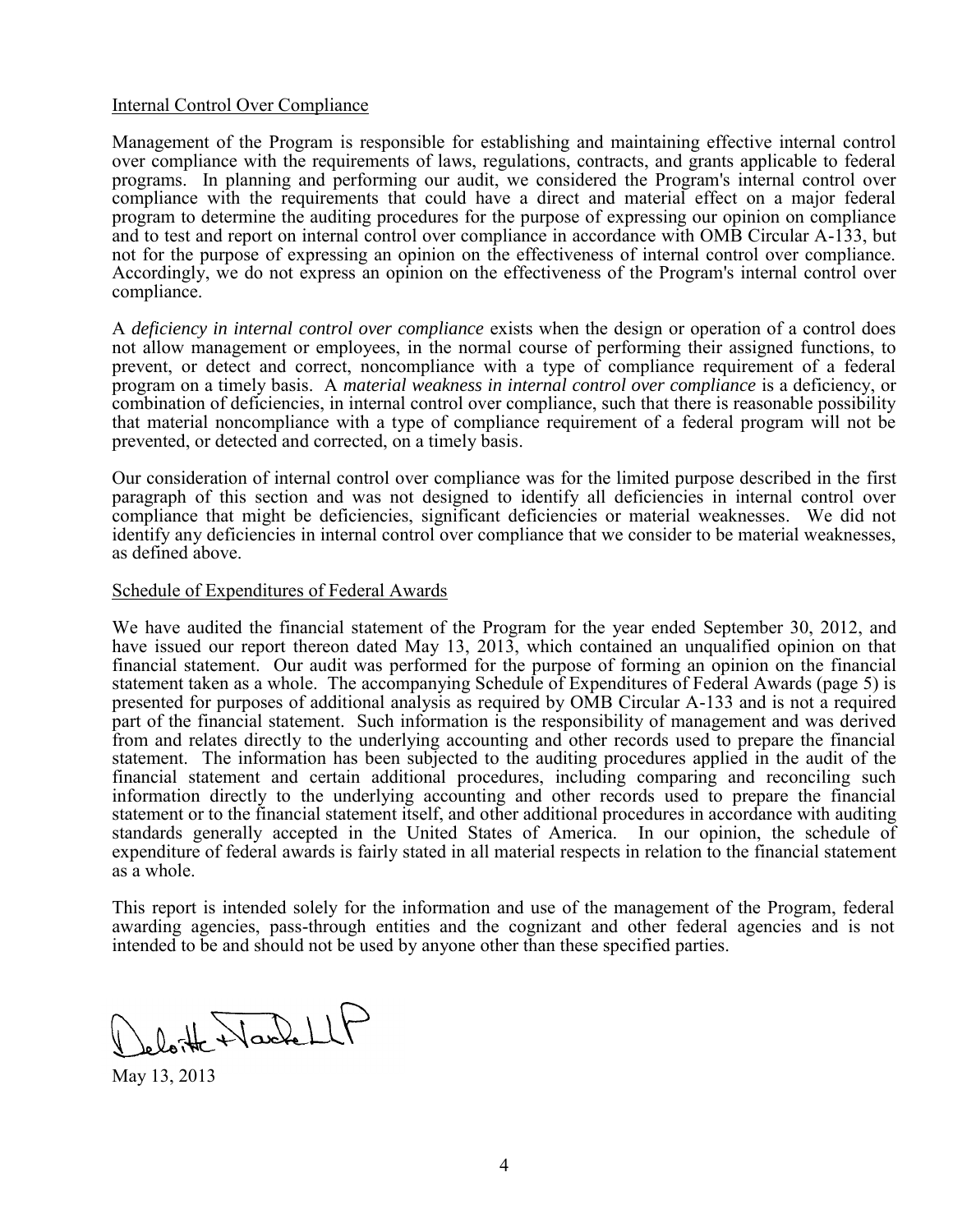Internal Control Over Compliance

Management of the Program is responsible for establishing and maintaining effective internal control over compliance with the requirements of laws, regulations, contracts, and grants applicable to federal programs. In planning and performing our audit, we considered the Program's internal control over compliance with the requirements that could have a direct and material effect on a major federal program to determine the auditing procedures for the purpose of expressing our opinion on compliance and to test and report on internal control over compliance in accordance with OMB Circular A-133, but not for the purpose of expressing an opinion on the effectiveness of internal control over compliance. Accordingly, we do not express an opinion on the effectiveness of the Program's internal control over compliance.

A *deficiency in internal control over compliance* exists when the design or operation of a control does not allow management or employees, in the normal course of performing their assigned functions, to prevent, or detect and correct, noncompliance with a type of compliance requirement of a federal program on a timely basis. A *material weakness in internal control over compliance* is a deficiency, or combination of deficiencies, in internal control over compliance, such that there is reasonable possibility that material noncompliance with a type of compliance requirement of a federal program will not be prevented, or detected and corrected, on a timely basis.

Our consideration of internal control over compliance was for the limited purpose described in the first paragraph of this section and was not designed to identify all deficiencies in internal control over compliance that might be deficiencies, significant deficiencies or material weaknesses. We did not identify any deficiencies in internal control over compliance that we consider to be material weaknesses, as defined above.

Schedule of Expenditures of Federal Awards

We have audited the financial statement of the Program for the year ended September 30, 2012, and have issued our report thereon dated May 13, 2013, which contained an unqualified opinion on that financial statement. Our audit was performed for the purpose of forming an opinion on the financial statement taken as a whole. The accompanying Schedule of Expenditures of Federal Awards (page 5) is presented for purposes of additional analysis as required by OMB Circular A-133 and is not a required part of the financial statement. Such information is the responsibility of management and was derived from and relates directly to the underlying accounting and other records used to prepare the financial statement. The information has been subjected to the auditing procedures applied in the audit of the financial statement and certain additional procedures, including comparing and reconciling such information directly to the underlying accounting and other records used to prepare the financial statement or to the financial statement itself, and other additional procedures in accordance with auditing standards generally accepted in the United States of America. In our opinion, the schedule of expenditure of federal awards is fairly stated in all material respects in relation to the financial statement as a whole.

This report is intended solely for the information and use of the management of the Program, federal awarding agencies, pass-through entities and the cognizant and other federal agencies and is not intended to be and should not be used by anyone other than these specified parties.

Deloitte & Touche LLP

May 13, 2013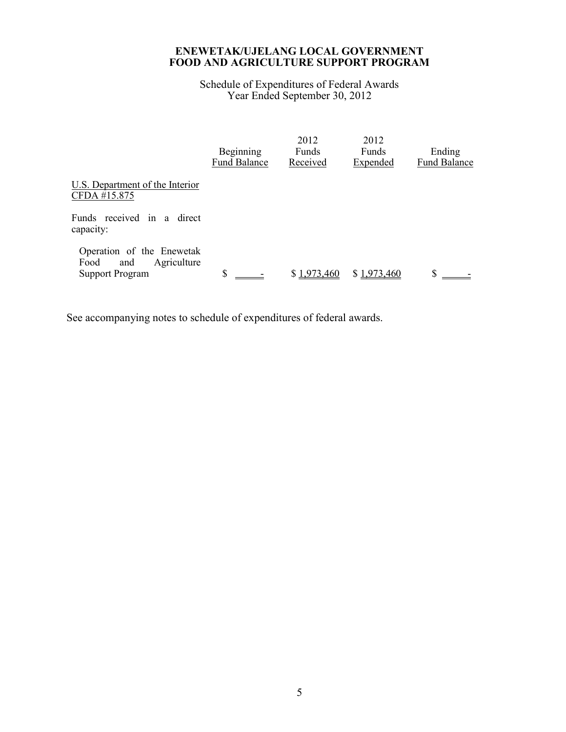**ENEWETAK/UJELANG LOCAL GOVERNMENT**
**FOOD AND AGRICULTURE SUPPORT PROGRAM**

Schedule of Expenditures of Federal Awards
Year Ended September 30, 2012

| | Beginning Fund Balance | 2012 Funds Received | 2012 Funds Expended | Ending Fund Balance |
|---|---|---|---|---|
| U.S. Department of the Interior CFDA #15.875 | | | | |
| Funds received in a direct capacity: | | | | |
| Operation of the Enewetak Food and Agriculture Support Program | $ - | $ 1,973,460 | $ 1,973,460 | $ - |

See accompanying notes to schedule of expenditures of federal awards.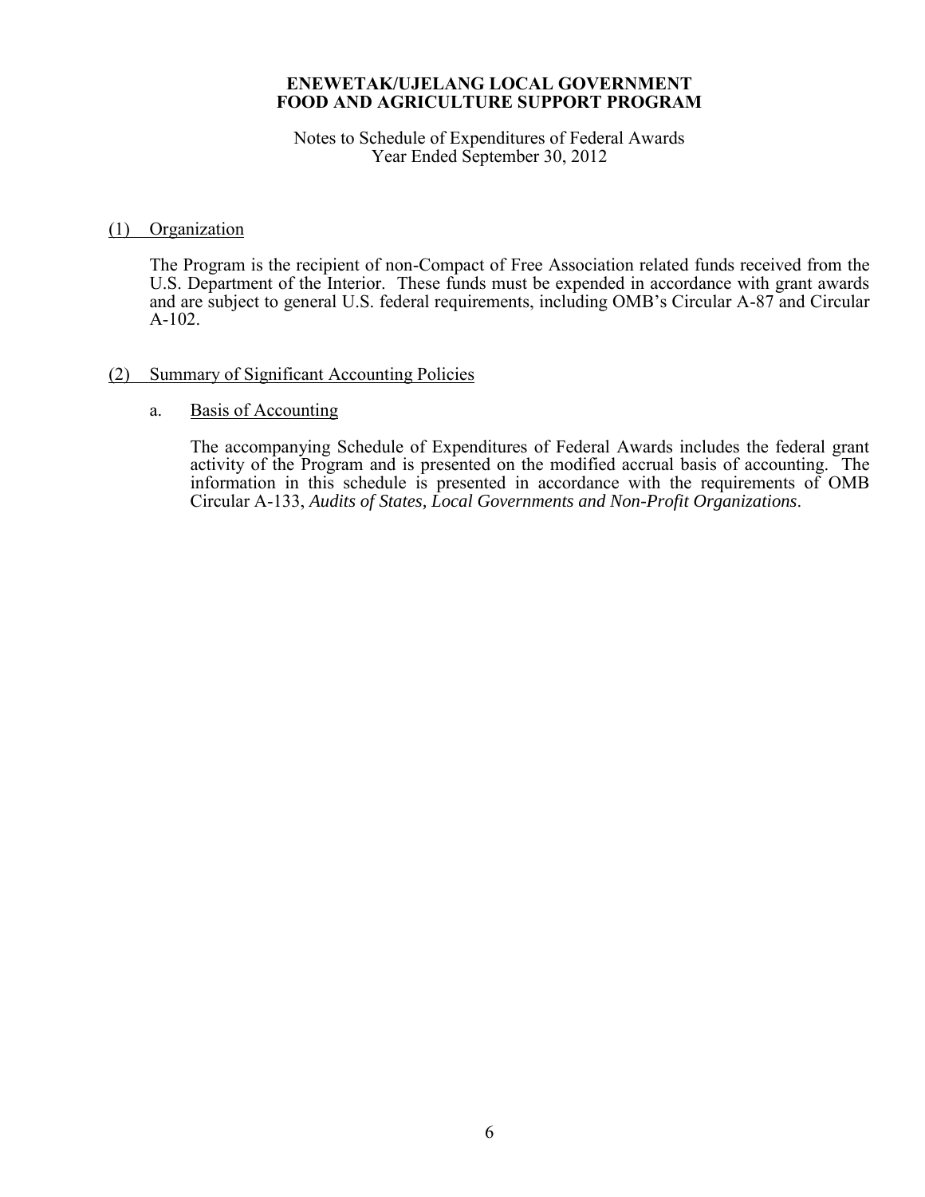**ENEWETAK/UJELANG LOCAL GOVERNMENT**
**FOOD AND AGRICULTURE SUPPORT PROGRAM**

Notes to Schedule of Expenditures of Federal Awards
Year Ended September 30, 2012

(1) Organization

The Program is the recipient of non-Compact of Free Association related funds received from the U.S. Department of the Interior. These funds must be expended in accordance with grant awards and are subject to general U.S. federal requirements, including OMB's Circular A-87 and Circular A-102.

(2) Summary of Significant Accounting Policies

a. Basis of Accounting

The accompanying Schedule of Expenditures of Federal Awards includes the federal grant activity of the Program and is presented on the modified accrual basis of accounting. The information in this schedule is presented in accordance with the requirements of OMB Circular A-133, *Audits of States, Local Governments and Non-Profit Organizations*.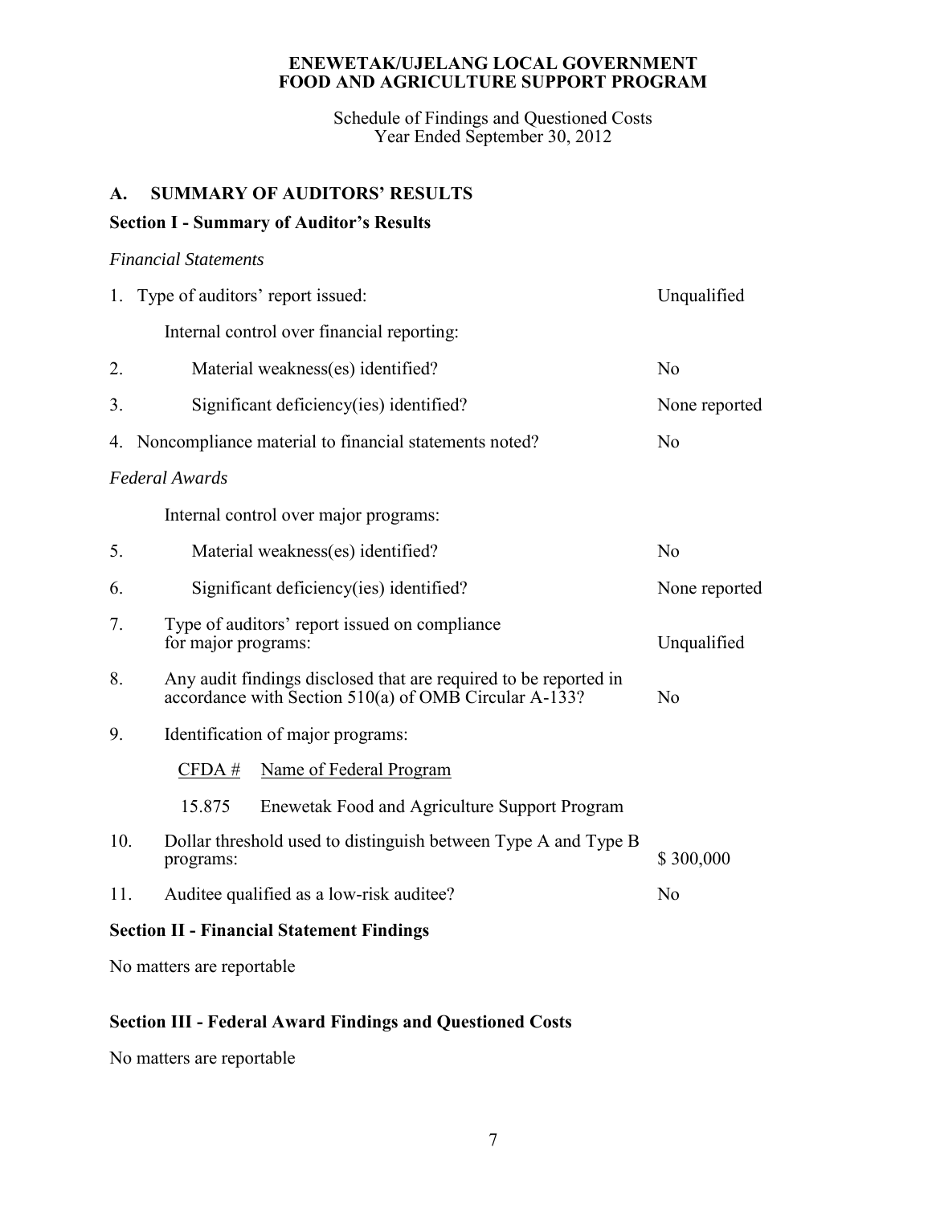**ENEWETAK/UJELANG LOCAL GOVERNMENT**
**FOOD AND AGRICULTURE SUPPORT PROGRAM**

Schedule of Findings and Questioned Costs
Year Ended September 30, 2012

## A. SUMMARY OF AUDITORS' RESULTS

### Section I - Summary of Auditor's Results

*Financial Statements*

| | | |
|---|---|---|
| 1. | Type of auditors' report issued: | Unqualified |
| | Internal control over financial reporting: | |
| 2. | Material weakness(es) identified? | No |
| 3. | Significant deficiency(ies) identified? | None reported |
| 4. | Noncompliance material to financial statements noted? | No |

*Federal Awards*

| | | |
|---|---|---|
| | Internal control over major programs: | |
| 5. | Material weakness(es) identified? | No |
| 6. | Significant deficiency(ies) identified? | None reported |
| 7. | Type of auditors' report issued on compliance for major programs: | Unqualified |
| 8. | Any audit findings disclosed that are required to be reported in accordance with Section 510(a) of OMB Circular A-133? | No |
| 9. | Identification of major programs: | |

| CFDA # | Name of Federal Program |
|---|---|
| 15.875 | Enewetak Food and Agriculture Support Program |

| | | |
|---|---|---|
| 10. | Dollar threshold used to distinguish between Type A and Type B programs: | $ 300,000 |
| 11. | Auditee qualified as a low-risk auditee? | No |

### Section II - Financial Statement Findings

No matters are reportable

### Section III - Federal Award Findings and Questioned Costs

No matters are reportable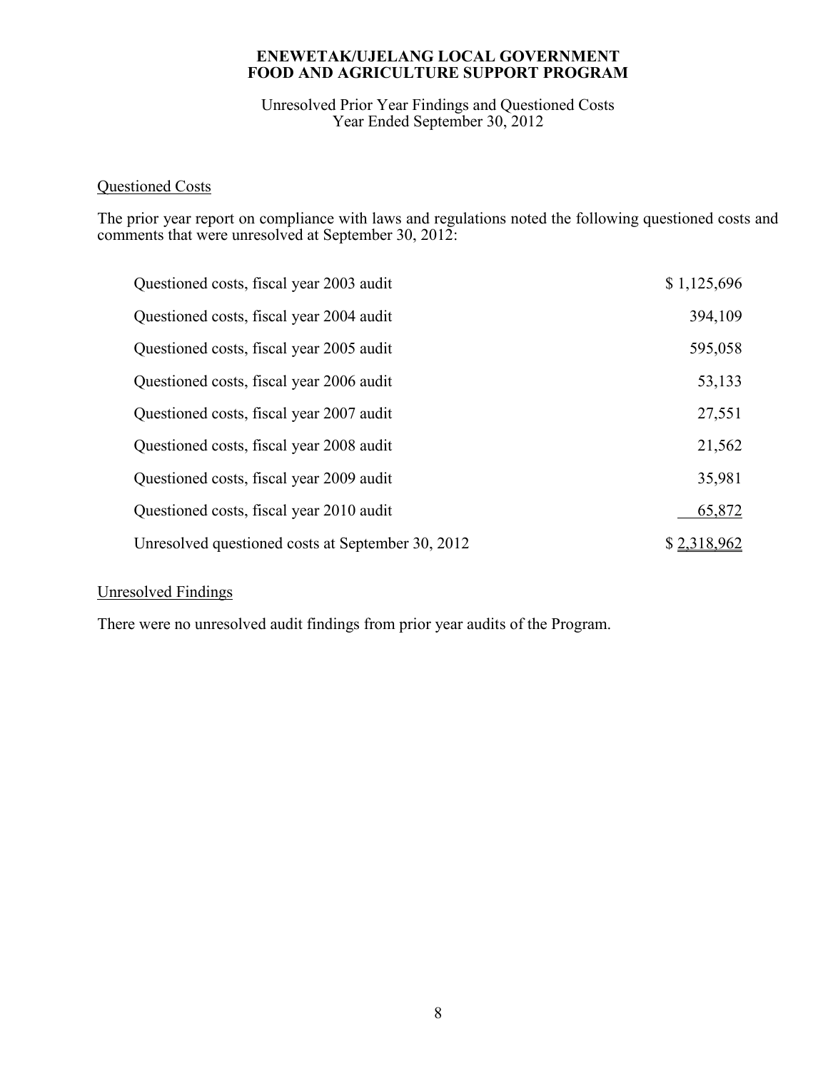**ENEWETAK/UJELANG LOCAL GOVERNMENT**
**FOOD AND AGRICULTURE SUPPORT PROGRAM**

Unresolved Prior Year Findings and Questioned Costs
Year Ended September 30, 2012

## Questioned Costs

The prior year report on compliance with laws and regulations noted the following questioned costs and comments that were unresolved at September 30, 2012:

| | |
|---|---|
| Questioned costs, fiscal year 2003 audit | $ 1,125,696 |
| Questioned costs, fiscal year 2004 audit | 394,109 |
| Questioned costs, fiscal year 2005 audit | 595,058 |
| Questioned costs, fiscal year 2006 audit | 53,133 |
| Questioned costs, fiscal year 2007 audit | 27,551 |
| Questioned costs, fiscal year 2008 audit | 21,562 |
| Questioned costs, fiscal year 2009 audit | 35,981 |
| Questioned costs, fiscal year 2010 audit | 65,872 |
| Unresolved questioned costs at September 30, 2012 | $ 2,318,962 |

## Unresolved Findings

There were no unresolved audit findings from prior year audits of the Program.